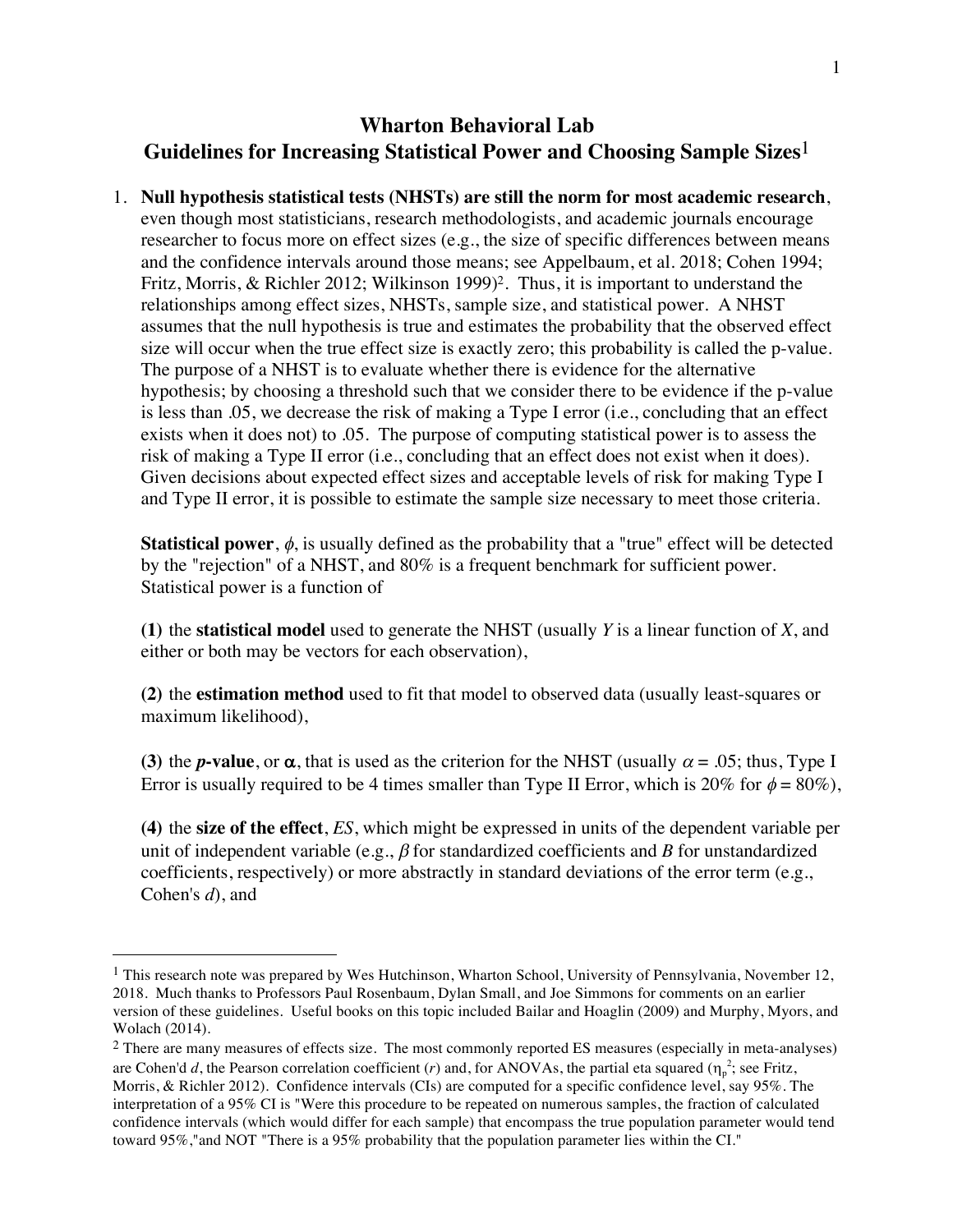# Wharton Behavioral Lab
## Guidelines for Increasing Statistical Power and Choosing Sample Sizes[1]

1. **Null hypothesis statistical tests (NHSTs) are still the norm for most academic research**, even though most statisticians, research methodologists, and academic journals encourage researcher to focus more on effect sizes (e.g., the size of specific differences between means and the confidence intervals around those means; see Appelbaum, et al. 2018; Cohen 1994; Fritz, Morris, & Richler 2012; Wilkinson 1999)[2]. Thus, it is important to understand the relationships among effect sizes, NHSTs, sample size, and statistical power. A NHST assumes that the null hypothesis is true and estimates the probability that the observed effect size will occur when the true effect size is exactly zero; this probability is called the p-value. The purpose of a NHST is to evaluate whether there is evidence for the alternative hypothesis; by choosing a threshold such that we consider there to be evidence if the p-value is less than .05, we decrease the risk of making a Type I error (i.e., concluding that an effect exists when it does not) to .05. The purpose of computing statistical power is to assess the risk of making a Type II error (i.e., concluding that an effect does not exist when it does). Given decisions about expected effect sizes and acceptable levels of risk for making Type I and Type II error, it is possible to estimate the sample size necessary to meet those criteria.

   **Statistical power**, $\phi$, is usually defined as the probability that a "true" effect will be detected by the "rejection" of a NHST, and 80% is a frequent benchmark for sufficient power. Statistical power is a function of

   **(1)** the **statistical model** used to generate the NHST (usually $Y$ is a linear function of $X$, and either or both may be vectors for each observation),

   **(2)** the **estimation method** used to fit that model to observed data (usually least-squares or maximum likelihood),

   **(3)** the ***p*-value**, or $\alpha$, that is used as the criterion for the NHST (usually $\alpha = .05$; thus, Type I Error is usually required to be 4 times smaller than Type II Error, which is 20% for $\phi = 80\%$),

   **(4)** the **size of the effect**, *ES*, which might be expressed in units of the dependent variable per unit of independent variable (e.g., $\beta$ for standardized coefficients and $B$ for unstandardized coefficients, respectively) or more abstractly in standard deviations of the error term (e.g., Cohen's $d$), and

---

[1] This research note was prepared by Wes Hutchinson, Wharton School, University of Pennsylvania, November 12, 2018. Much thanks to Professors Paul Rosenbaum, Dylan Small, and Joe Simmons for comments on an earlier version of these guidelines. Useful books on this topic included Bailar and Hoaglin (2009) and Murphy, Myors, and Wolach (2014).

[2] There are many measures of effects size. The most commonly reported ES measures (especially in meta-analyses) are Cohen'd $d$, the Pearson correlation coefficient ($r$) and, for ANOVAs, the partial eta squared ($\eta_p^2$; see Fritz, Morris, & Richler 2012). Confidence intervals (CIs) are computed for a specific confidence level, say 95%. The interpretation of a 95% CI is "Were this procedure to be repeated on numerous samples, the fraction of calculated confidence intervals (which would differ for each sample) that encompass the true population parameter would tend toward 95%,"and NOT "There is a 95% probability that the population parameter lies within the CI."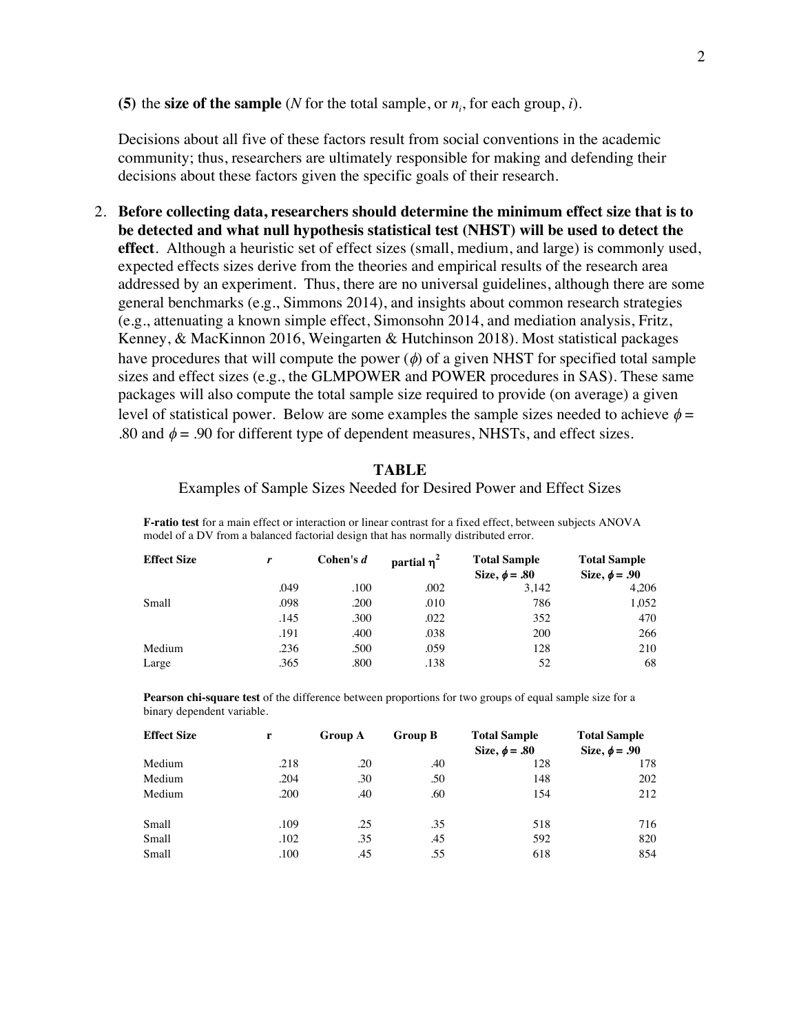**(5)** the **size of the sample** ($N$ for the total sample, or $n_i$, for each group, $i$).

Decisions about all five of these factors result from social conventions in the academic community; thus, researchers are ultimately responsible for making and defending their decisions about these factors given the specific goals of their research.

2. **Before collecting data, researchers should determine the minimum effect size that is to be detected and what null hypothesis statistical test (NHST) will be used to detect the effect**. Although a heuristic set of effect sizes (small, medium, and large) is commonly used, expected effects sizes derive from the theories and empirical results of the research area addressed by an experiment. Thus, there are no universal guidelines, although there are some general benchmarks (e.g., Simmons 2014), and insights about common research strategies (e.g., attenuating a known simple effect, Simonsohn 2014, and mediation analysis, Fritz, Kenney, & MacKinnon 2016, Weingarten & Hutchinson 2018). Most statistical packages have procedures that will compute the power ($\phi$) of a given NHST for specified total sample sizes and effect sizes (e.g., the GLMPOWER and POWER procedures in SAS). These same packages will also compute the total sample size required to provide (on average) a given level of statistical power. Below are some examples the sample sizes needed to achieve $\phi$ = .80 and $\phi$ = .90 for different type of dependent measures, NHSTs, and effect sizes.

**TABLE**

Examples of Sample Sizes Needed for Desired Power and Effect Sizes

**F-ratio test** for a main effect or interaction or linear contrast for a fixed effect, between subjects ANOVA model of a DV from a balanced factorial design that has normally distributed error.

| Effect Size | $r$ | Cohen's $d$ | partial $\eta^2$ | Total Sample Size, $\phi$ = .80 | Total Sample Size, $\phi$ = .90 |
|---|---|---|---|---|---|
| | .049 | .100 | .002 | 3,142 | 4,206 |
| Small | .098 | .200 | .010 | 786 | 1,052 |
| | .145 | .300 | .022 | 352 | 470 |
| | .191 | .400 | .038 | 200 | 266 |
| Medium | .236 | .500 | .059 | 128 | 210 |
| Large | .365 | .800 | .138 | 52 | 68 |

**Pearson chi-square test** of the difference between proportions for two groups of equal sample size for a binary dependent variable.

| Effect Size | r | Group A | Group B | Total Sample Size, $\phi$ = .80 | Total Sample Size, $\phi$ = .90 |
|---|---|---|---|---|---|
| Medium | .218 | .20 | .40 | 128 | 178 |
| Medium | .204 | .30 | .50 | 148 | 202 |
| Medium | .200 | .40 | .60 | 154 | 212 |
| Small | .109 | .25 | .35 | 518 | 716 |
| Small | .102 | .35 | .45 | 592 | 820 |
| Small | .100 | .45 | .55 | 618 | 854 |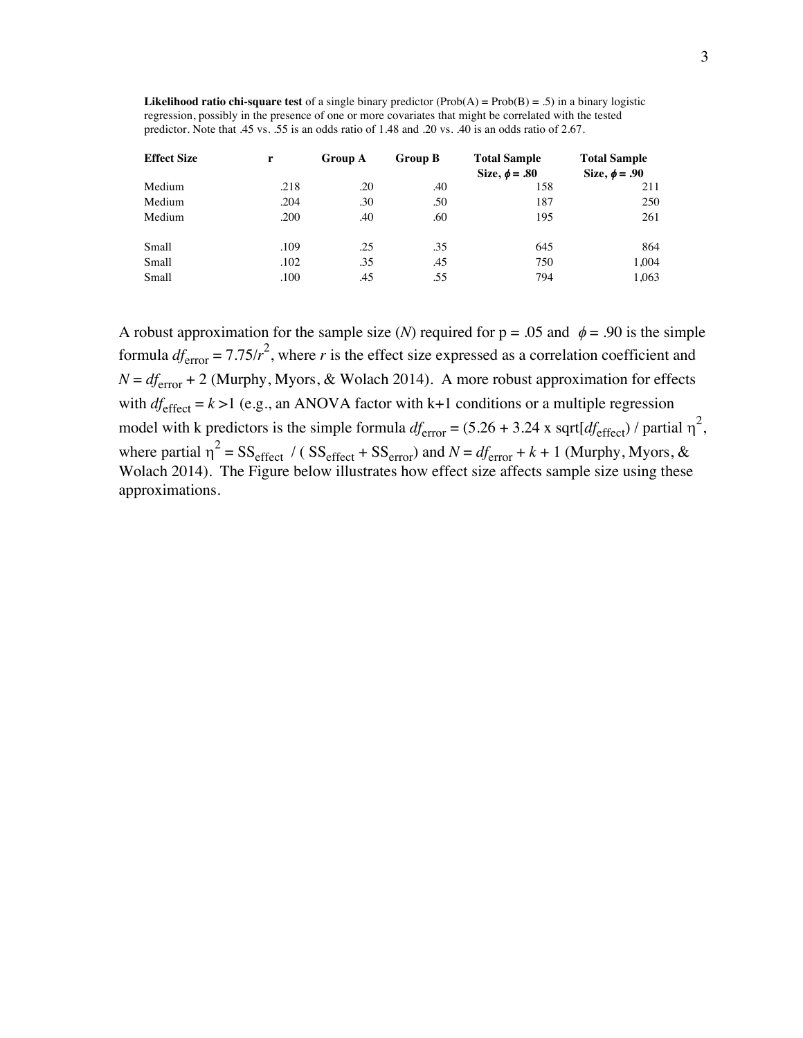**Likelihood ratio chi-square test** of a single binary predictor (Prob(A) = Prob(B) = .5) in a binary logistic regression, possibly in the presence of one or more covariates that might be correlated with the tested predictor. Note that .45 vs. .55 is an odds ratio of 1.48 and .20 vs. .40 is an odds ratio of 2.67.

| **Effect Size** | **r** | **Group A** | **Group B** | **Total Sample Size, $\phi$ = .80** | **Total Sample Size, $\phi$ = .90** |
|---|---|---|---|---|---|
| Medium | .218 | .20 | .40 | 158 | 211 |
| Medium | .204 | .30 | .50 | 187 | 250 |
| Medium | .200 | .40 | .60 | 195 | 261 |
| | | | | | |
| Small | .109 | .25 | .35 | 645 | 864 |
| Small | .102 | .35 | .45 | 750 | 1,004 |
| Small | .100 | .45 | .55 | 794 | 1,063 |

A robust approximation for the sample size (*N*) required for p = .05 and $\phi = .90$ is the simple formula $df_{\text{error}} = 7.75/r^2$, where *r* is the effect size expressed as a correlation coefficient and $N = df_{\text{error}} + 2$ (Murphy, Myors, & Wolach 2014). A more robust approximation for effects with $df_{\text{effect}} = k > 1$ (e.g., an ANOVA factor with k+1 conditions or a multiple regression model with k predictors is the simple formula $df_{\text{error}} = (5.26 + 3.24 \times \text{sqrt}[df_{\text{effect}}) / \text{partial } \eta^2$, where partial $\eta^2 = SS_{\text{effect}} / (SS_{\text{effect}} + SS_{\text{error}})$ and $N = df_{\text{error}} + k + 1$ (Murphy, Myors, & Wolach 2014). The Figure below illustrates how effect size affects sample size using these approximations.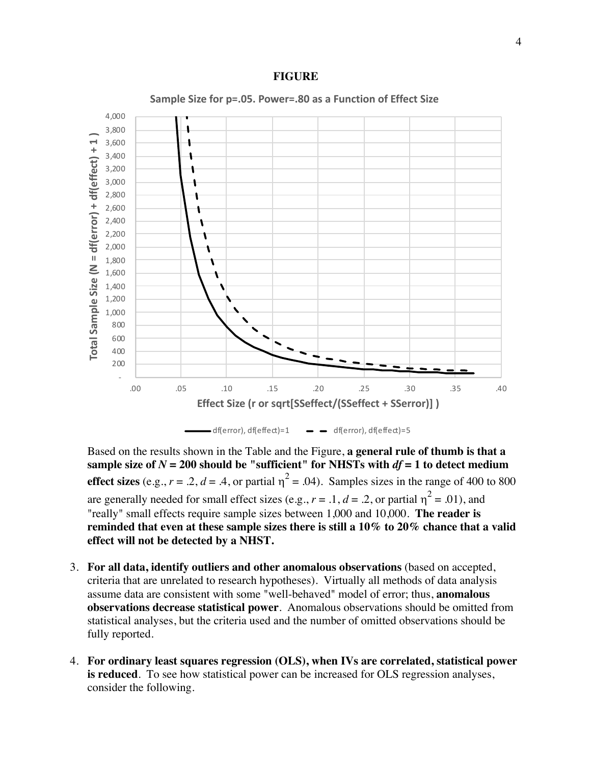**FIGURE**

Based on the results shown in the Table and the Figure, **a general rule of thumb is that a sample size of $N = 200$ should be "sufficient" for NHSTs with $df = 1$ to detect medium effect sizes** (e.g., $r = .2$, $d = .4$, or partial $\eta^2 = .04$). Samples sizes in the range of 400 to 800 are generally needed for small effect sizes (e.g., $r = .1$, $d = .2$, or partial $\eta^2 = .01$), and "really" small effects require sample sizes between 1,000 and 10,000. **The reader is reminded that even at these sample sizes there is still a 10% to 20% chance that a valid effect will not be detected by a NHST.**

3. **For all data, identify outliers and other anomalous observations** (based on accepted, criteria that are unrelated to research hypotheses). Virtually all methods of data analysis assume data are consistent with some "well-behaved" model of error; thus, **anomalous observations decrease statistical power**. Anomalous observations should be omitted from statistical analyses, but the criteria used and the number of omitted observations should be fully reported.

4. **For ordinary least squares regression (OLS), when IVs are correlated, statistical power is reduced**. To see how statistical power can be increased for OLS regression analyses, consider the following.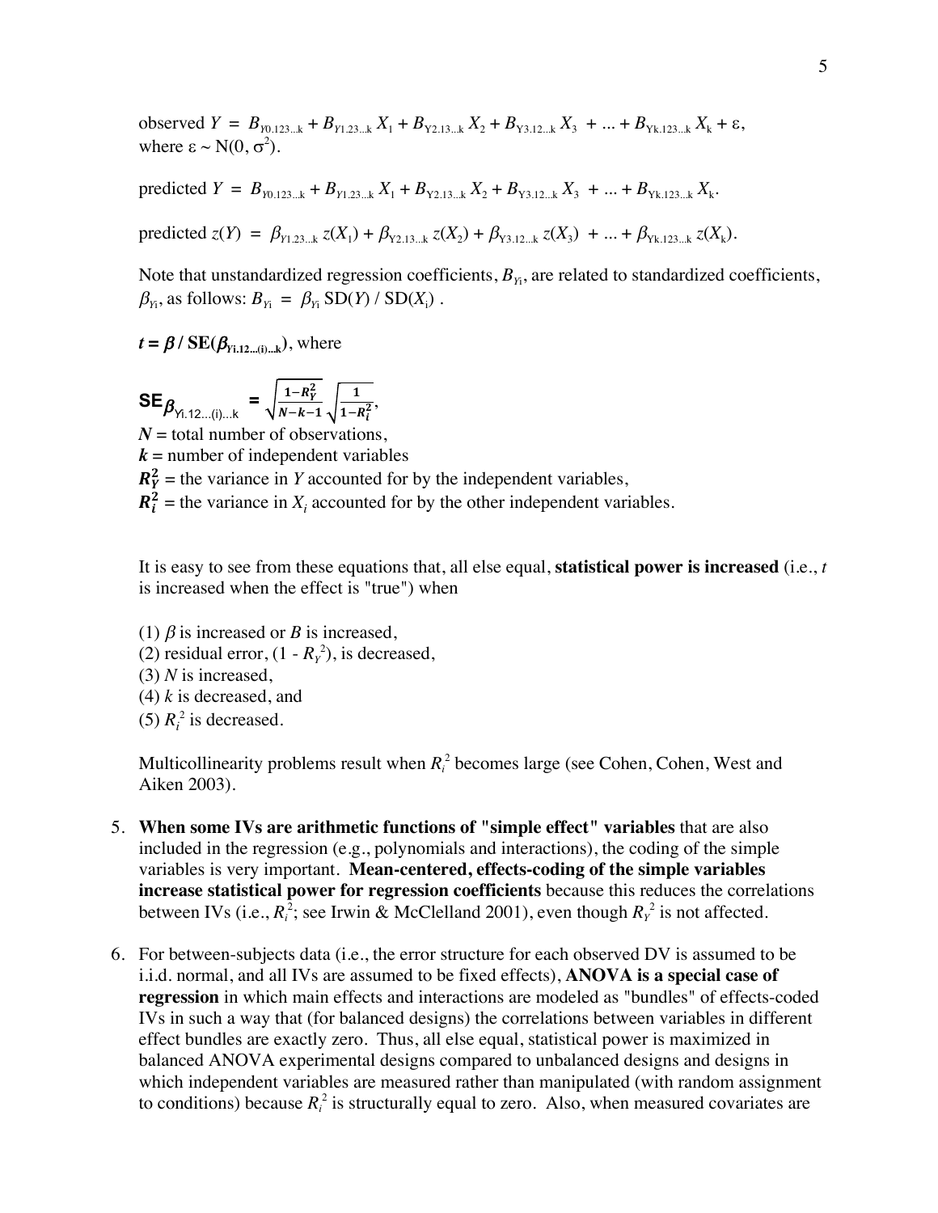observed $Y = B_{Y0.123...k} + B_{Y1.23...k} X_1 + B_{Y2.13...k} X_2 + B_{Y3.12...k} X_3 + ... + B_{Yk.123...k} X_k + \varepsilon$, where $\varepsilon \sim N(0, \sigma^2)$.

predicted $Y = B_{Y0.123...k} + B_{Y1.23...k} X_1 + B_{Y2.13...k} X_2 + B_{Y3.12...k} X_3 + ... + B_{Yk.123...k} X_k$.

predicted $z(Y) = \beta_{Y1.23...k}\, z(X_1) + \beta_{Y2.13...k}\, z(X_2) + \beta_{Y3.12...k}\, z(X_3) + ... + \beta_{Yk.123...k}\, z(X_k)$.

Note that unstandardized regression coefficients, $B_{Yi}$, are related to standardized coefficients, $\beta_{Yi}$, as follows: $B_{Yi} = \beta_{Yi}\, \mathrm{SD}(Y) / \mathrm{SD}(X_i)$ .

$\boldsymbol{t = \beta / \mathrm{SE}(\beta_{Yi.12...(i)...k})}$, where

$$\mathbf{SE}_{\beta_{Yi.12...(i)...k}} = \sqrt{\frac{1 - R_Y^2}{N - k - 1}} \sqrt{\frac{1}{1 - R_i^2}},$$

$\boldsymbol{N}$ = total number of observations,
$\boldsymbol{k}$ = number of independent variables
$\boldsymbol{R_Y^2}$ = the variance in $Y$ accounted for by the independent variables,
$\boldsymbol{R_i^2}$ = the variance in $X_i$ accounted for by the other independent variables.

It is easy to see from these equations that, all else equal, **statistical power is increased** (i.e., $t$ is increased when the effect is "true") when

(1) $\beta$ is increased or $B$ is increased,
(2) residual error, $(1 - R_Y^2)$, is decreased,
(3) $N$ is increased,
(4) $k$ is decreased, and
(5) $R_i^2$ is decreased.

Multicollinearity problems result when $R_i^2$ becomes large (see Cohen, Cohen, West and Aiken 2003).

5. **When some IVs are arithmetic functions of "simple effect" variables** that are also included in the regression (e.g., polynomials and interactions), the coding of the simple variables is very important. **Mean-centered, effects-coding of the simple variables increase statistical power for regression coefficients** because this reduces the correlations between IVs (i.e., $R_i^2$; see Irwin & McClelland 2001), even though $R_Y^2$ is not affected.

6. For between-subjects data (i.e., the error structure for each observed DV is assumed to be i.i.d. normal, and all IVs are assumed to be fixed effects), **ANOVA is a special case of regression** in which main effects and interactions are modeled as "bundles" of effects-coded IVs in such a way that (for balanced designs) the correlations between variables in different effect bundles are exactly zero. Thus, all else equal, statistical power is maximized in balanced ANOVA experimental designs compared to unbalanced designs and designs in which independent variables are measured rather than manipulated (with random assignment to conditions) because $R_i^2$ is structurally equal to zero. Also, when measured covariates are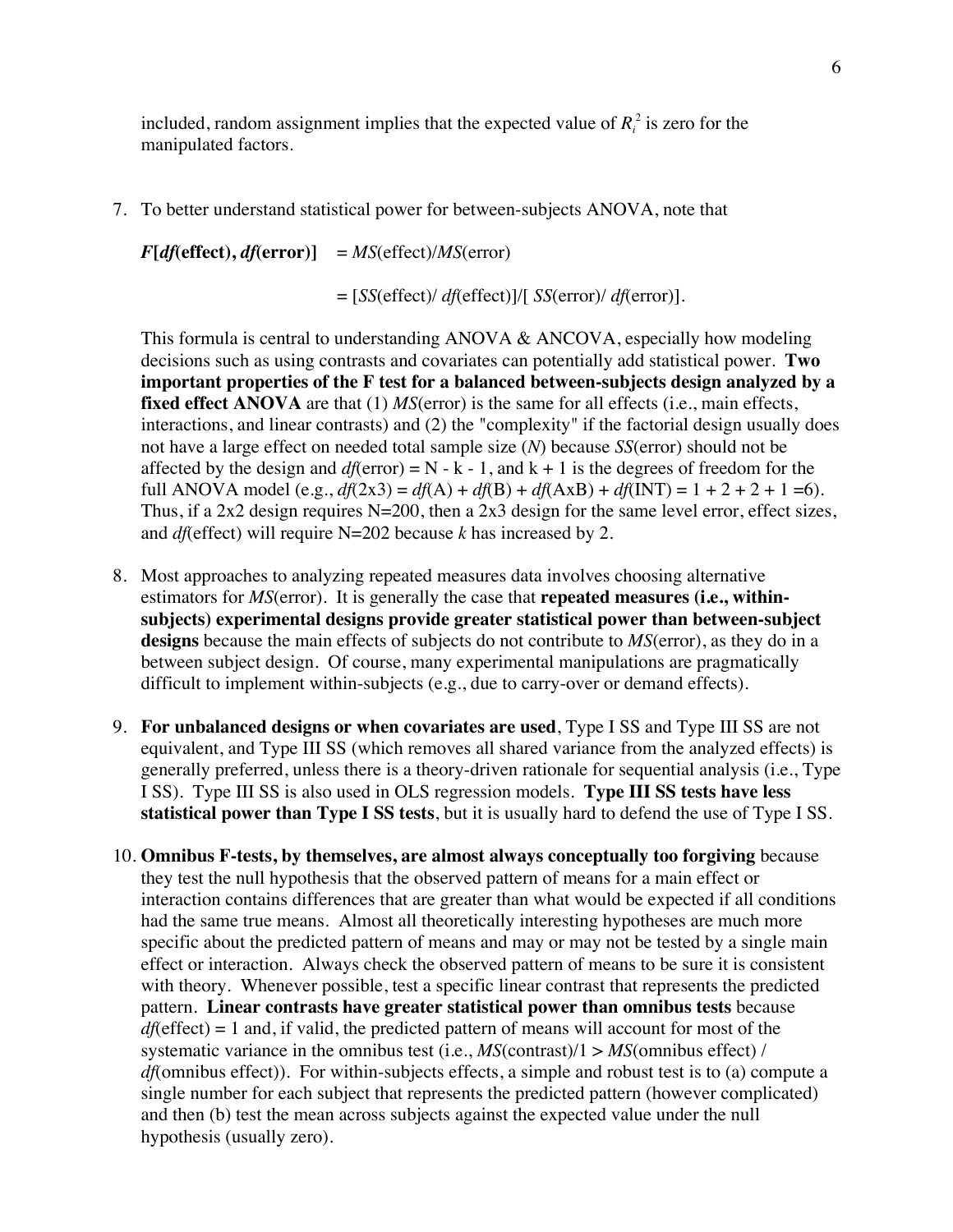included, random assignment implies that the expected value of $R_i^2$ is zero for the manipulated factors.

7. To better understand statistical power for between-subjects ANOVA, note that

   ***F*[*df*(effect), *df*(error)]** $= MS(\text{effect})/MS(\text{error})$

   $= [SS(\text{effect})/\ df(\text{effect})]/[\ SS(\text{error})/\ df(\text{error})]$.

   This formula is central to understanding ANOVA & ANCOVA, especially how modeling decisions such as using contrasts and covariates can potentially add statistical power. **Two important properties of the F test for a balanced between-subjects design analyzed by a fixed effect ANOVA** are that (1) *MS*(error) is the same for all effects (i.e., main effects, interactions, and linear contrasts) and (2) the "complexity" if the factorial design usually does not have a large effect on needed total sample size (*N*) because *SS*(error) should not be affected by the design and $df(\text{error}) = N - k - 1$, and $k + 1$ is the degrees of freedom for the full ANOVA model (e.g., $df(2\text{x}3) = df(\text{A}) + df(\text{B}) + df(\text{AxB}) + df(\text{INT}) = 1 + 2 + 2 + 1 = 6$). Thus, if a 2x2 design requires N=200, then a 2x3 design for the same level error, effect sizes, and *df*(effect) will require N=202 because *k* has increased by 2.

8. Most approaches to analyzing repeated measures data involves choosing alternative estimators for *MS*(error). It is generally the case that **repeated measures (i.e., within-subjects) experimental designs provide greater statistical power than between-subject designs** because the main effects of subjects do not contribute to *MS*(error), as they do in a between subject design. Of course, many experimental manipulations are pragmatically difficult to implement within-subjects (e.g., due to carry-over or demand effects).

9. **For unbalanced designs or when covariates are used**, Type I SS and Type III SS are not equivalent, and Type III SS (which removes all shared variance from the analyzed effects) is generally preferred, unless there is a theory-driven rationale for sequential analysis (i.e., Type I SS). Type III SS is also used in OLS regression models. **Type III SS tests have less statistical power than Type I SS tests**, but it is usually hard to defend the use of Type I SS.

10. **Omnibus F-tests, by themselves, are almost always conceptually too forgiving** because they test the null hypothesis that the observed pattern of means for a main effect or interaction contains differences that are greater than what would be expected if all conditions had the same true means. Almost all theoretically interesting hypotheses are much more specific about the predicted pattern of means and may or may not be tested by a single main effect or interaction. Always check the observed pattern of means to be sure it is consistent with theory. Whenever possible, test a specific linear contrast that represents the predicted pattern. **Linear contrasts have greater statistical power than omnibus tests** because $df(\text{effect}) = 1$ and, if valid, the predicted pattern of means will account for most of the systematic variance in the omnibus test (i.e., $MS(\text{contrast})/1 > MS(\text{omnibus effect})\ /\ df(\text{omnibus effect})$). For within-subjects effects, a simple and robust test is to (a) compute a single number for each subject that represents the predicted pattern (however complicated) and then (b) test the mean across subjects against the expected value under the null hypothesis (usually zero).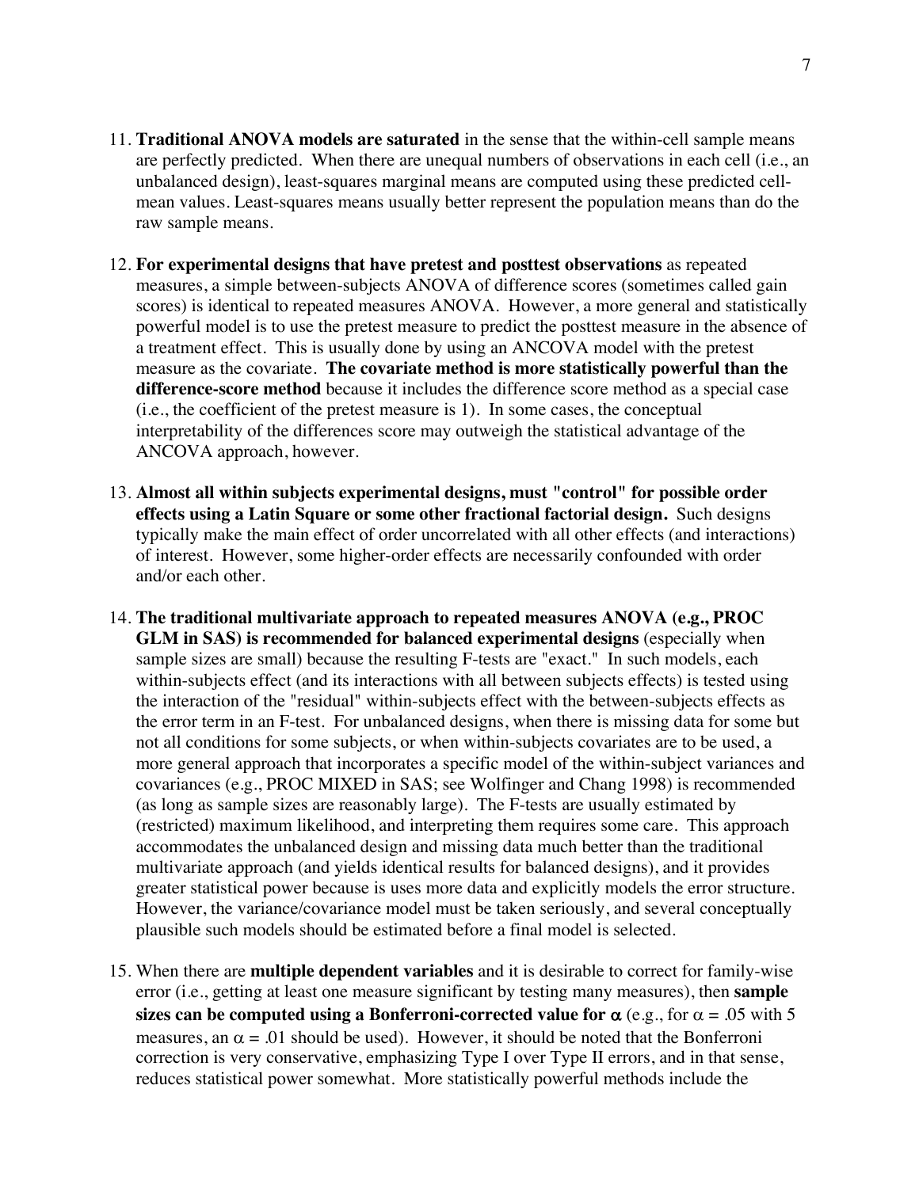11. **Traditional ANOVA models are saturated** in the sense that the within-cell sample means are perfectly predicted. When there are unequal numbers of observations in each cell (i.e., an unbalanced design), least-squares marginal means are computed using these predicted cell-mean values. Least-squares means usually better represent the population means than do the raw sample means.

12. **For experimental designs that have pretest and posttest observations** as repeated measures, a simple between-subjects ANOVA of difference scores (sometimes called gain scores) is identical to repeated measures ANOVA. However, a more general and statistically powerful model is to use the pretest measure to predict the posttest measure in the absence of a treatment effect. This is usually done by using an ANCOVA model with the pretest measure as the covariate. **The covariate method is more statistically powerful than the difference-score method** because it includes the difference score method as a special case (i.e., the coefficient of the pretest measure is 1). In some cases, the conceptual interpretability of the differences score may outweigh the statistical advantage of the ANCOVA approach, however.

13. **Almost all within subjects experimental designs, must "control" for possible order effects using a Latin Square or some other fractional factorial design.** Such designs typically make the main effect of order uncorrelated with all other effects (and interactions) of interest. However, some higher-order effects are necessarily confounded with order and/or each other.

14. **The traditional multivariate approach to repeated measures ANOVA (e.g., PROC GLM in SAS) is recommended for balanced experimental designs** (especially when sample sizes are small) because the resulting F-tests are "exact." In such models, each within-subjects effect (and its interactions with all between subjects effects) is tested using the interaction of the "residual" within-subjects effect with the between-subjects effects as the error term in an F-test. For unbalanced designs, when there is missing data for some but not all conditions for some subjects, or when within-subjects covariates are to be used, a more general approach that incorporates a specific model of the within-subject variances and covariances (e.g., PROC MIXED in SAS; see Wolfinger and Chang 1998) is recommended (as long as sample sizes are reasonably large). The F-tests are usually estimated by (restricted) maximum likelihood, and interpreting them requires some care. This approach accommodates the unbalanced design and missing data much better than the traditional multivariate approach (and yields identical results for balanced designs), and it provides greater statistical power because is uses more data and explicitly models the error structure. However, the variance/covariance model must be taken seriously, and several conceptually plausible such models should be estimated before a final model is selected.

15. When there are **multiple dependent variables** and it is desirable to correct for family-wise error (i.e., getting at least one measure significant by testing many measures), then **sample sizes can be computed using a Bonferroni-corrected value for $\alpha$** (e.g., for $\alpha = .05$ with 5 measures, an $\alpha = .01$ should be used). However, it should be noted that the Bonferroni correction is very conservative, emphasizing Type I over Type II errors, and in that sense, reduces statistical power somewhat. More statistically powerful methods include the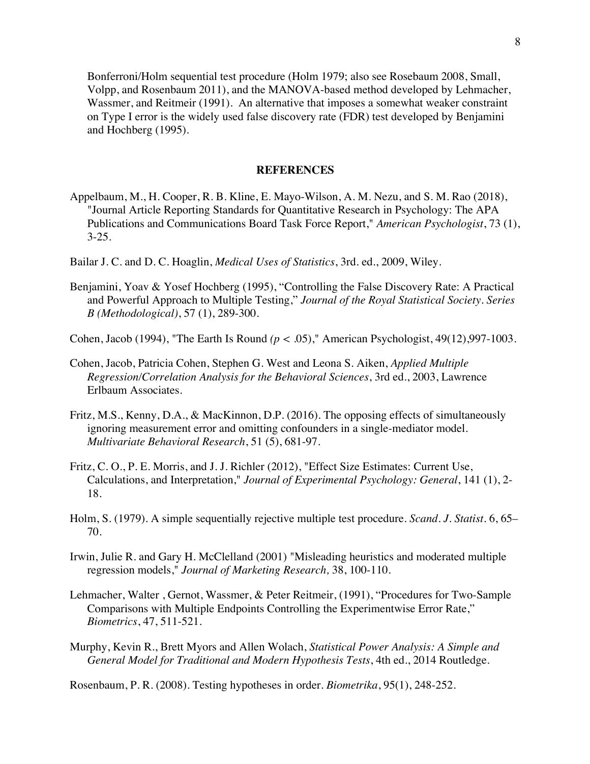Bonferroni/Holm sequential test procedure (Holm 1979; also see Rosebaum 2008, Small, Volpp, and Rosenbaum 2011), and the MANOVA-based method developed by Lehmacher, Wassmer, and Reitmeir (1991). An alternative that imposes a somewhat weaker constraint on Type I error is the widely used false discovery rate (FDR) test developed by Benjamini and Hochberg (1995).

## REFERENCES

Appelbaum, M., H. Cooper, R. B. Kline, E. Mayo-Wilson, A. M. Nezu, and S. M. Rao (2018), "Journal Article Reporting Standards for Quantitative Research in Psychology: The APA Publications and Communications Board Task Force Report," *American Psychologist*, 73 (1), 3-25.

Bailar J. C. and D. C. Hoaglin, *Medical Uses of Statistics*, 3rd. ed., 2009, Wiley.

Benjamini, Yoav & Yosef Hochberg (1995), "Controlling the False Discovery Rate: A Practical and Powerful Approach to Multiple Testing," *Journal of the Royal Statistical Society. Series B (Methodological)*, 57 (1), 289-300.

Cohen, Jacob (1994), "The Earth Is Round *(p* < .05)," American Psychologist, 49(12),997-1003.

Cohen, Jacob, Patricia Cohen, Stephen G. West and Leona S. Aiken, *Applied Multiple Regression/Correlation Analysis for the Behavioral Sciences*, 3rd ed., 2003, Lawrence Erlbaum Associates.

Fritz, M.S., Kenny, D.A., & MacKinnon, D.P. (2016). The opposing effects of simultaneously ignoring measurement error and omitting confounders in a single-mediator model. *Multivariate Behavioral Research*, 51 (5), 681-97.

Fritz, C. O., P. E. Morris, and J. J. Richler (2012), "Effect Size Estimates: Current Use, Calculations, and Interpretation," *Journal of Experimental Psychology: General*, 141 (1), 2-18.

Holm, S. (1979). A simple sequentially rejective multiple test procedure. *Scand. J. Statist.* 6, 65–70.

Irwin, Julie R. and Gary H. McClelland (2001) "Misleading heuristics and moderated multiple regression models," *Journal of Marketing Research,* 38, 100-110.

Lehmacher, Walter , Gernot, Wassmer, & Peter Reitmeir, (1991), "Procedures for Two-Sample Comparisons with Multiple Endpoints Controlling the Experimentwise Error Rate," *Biometrics*, 47, 511-521.

Murphy, Kevin R., Brett Myors and Allen Wolach, *Statistical Power Analysis: A Simple and General Model for Traditional and Modern Hypothesis Tests*, 4th ed., 2014 Routledge.

Rosenbaum, P. R. (2008). Testing hypotheses in order. *Biometrika*, 95(1), 248-252.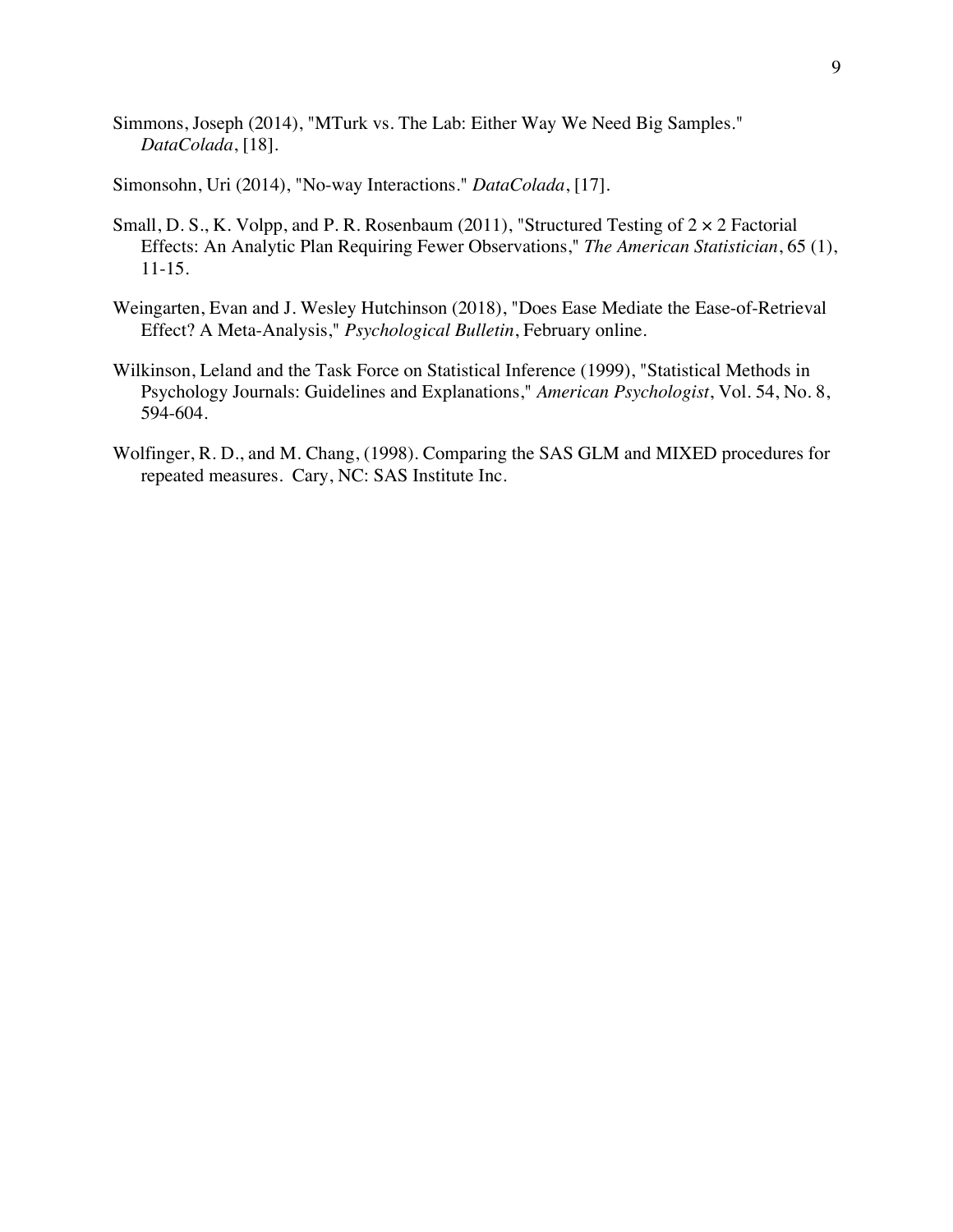Simmons, Joseph (2014), "MTurk vs. The Lab: Either Way We Need Big Samples." *DataColada*, [18].

Simonsohn, Uri (2014), "No-way Interactions." *DataColada*, [17].

Small, D. S., K. Volpp, and P. R. Rosenbaum (2011), "Structured Testing of $2 \times 2$ Factorial Effects: An Analytic Plan Requiring Fewer Observations," *The American Statistician*, 65 (1), 11-15.

Weingarten, Evan and J. Wesley Hutchinson (2018), "Does Ease Mediate the Ease-of-Retrieval Effect? A Meta-Analysis," *Psychological Bulletin*, February online.

Wilkinson, Leland and the Task Force on Statistical Inference (1999), "Statistical Methods in Psychology Journals: Guidelines and Explanations," *American Psychologist*, Vol. 54, No. 8, 594-604.

Wolfinger, R. D., and M. Chang, (1998). Comparing the SAS GLM and MIXED procedures for repeated measures. Cary, NC: SAS Institute Inc.